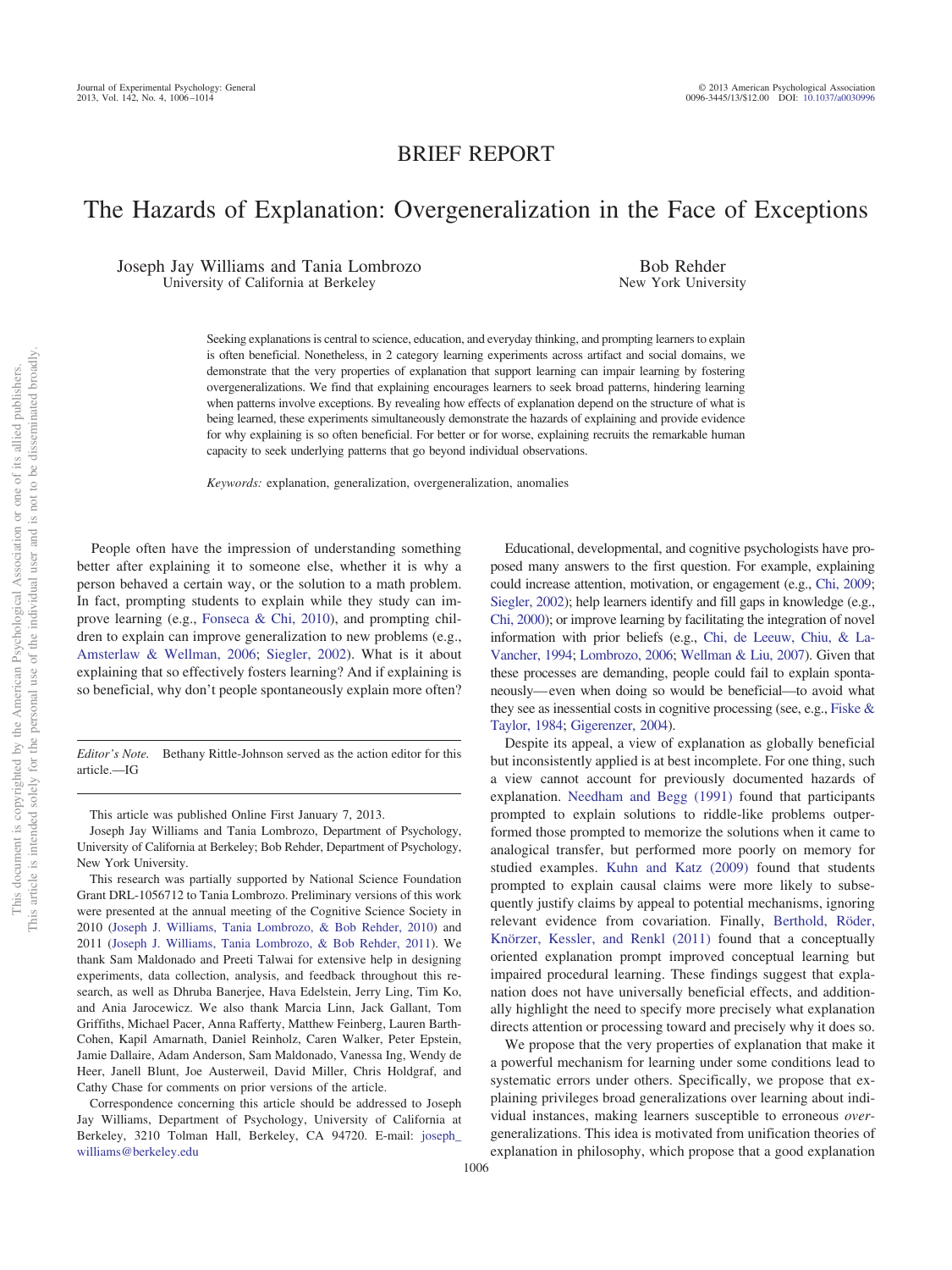BRIEF REPORT

# The Hazards of Explanation: Overgeneralization in the Face of Exceptions

Joseph Jay Williams and Tania Lombrozo
University of California at Berkeley

Bob Rehder
New York University

Seeking explanations is central to science, education, and everyday thinking, and prompting learners to explain is often beneficial. Nonetheless, in 2 category learning experiments across artifact and social domains, we demonstrate that the very properties of explanation that support learning can impair learning by fostering overgeneralizations. We find that explaining encourages learners to seek broad patterns, hindering learning when patterns involve exceptions. By revealing how effects of explanation depend on the structure of what is being learned, these experiments simultaneously demonstrate the hazards of explaining and provide evidence for why explaining is so often beneficial. For better or for worse, explaining recruits the remarkable human capacity to seek underlying patterns that go beyond individual observations.

*Keywords:* explanation, generalization, overgeneralization, anomalies

People often have the impression of understanding something better after explaining it to someone else, whether it is why a person behaved a certain way, or the solution to a math problem. In fact, prompting students to explain while they study can improve learning (e.g., Fonseca & Chi, 2010), and prompting children to explain can improve generalization to new problems (e.g., Amsterlaw & Wellman, 2006; Siegler, 2002). What is it about explaining that so effectively fosters learning? And if explaining is so beneficial, why don't people spontaneously explain more often?

Educational, developmental, and cognitive psychologists have proposed many answers to the first question. For example, explaining could increase attention, motivation, or engagement (e.g., Chi, 2009; Siegler, 2002); help learners identify and fill gaps in knowledge (e.g., Chi, 2000); or improve learning by facilitating the integration of novel information with prior beliefs (e.g., Chi, de Leeuw, Chiu, & LaVancher, 1994; Lombrozo, 2006; Wellman & Liu, 2007). Given that these processes are demanding, people could fail to explain spontaneously—even when doing so would be beneficial—to avoid what they see as inessential costs in cognitive processing (see, e.g., Fiske & Taylor, 1984; Gigerenzer, 2004).

Despite its appeal, a view of explanation as globally beneficial but inconsistently applied is at best incomplete. For one thing, such a view cannot account for previously documented hazards of explanation. Needham and Begg (1991) found that participants prompted to explain solutions to riddle-like problems outperformed those prompted to memorize the solutions when it came to analogical transfer, but performed more poorly on memory for studied examples. Kuhn and Katz (2009) found that students prompted to explain causal claims were more likely to subsequently justify claims by appeal to potential mechanisms, ignoring relevant evidence from covariation. Finally, Berthold, Röder, Knörzer, Kessler, and Renkl (2011) found that a conceptually oriented explanation prompt improved conceptual learning but impaired procedural learning. These findings suggest that explanation does not have universally beneficial effects, and additionally highlight the need to specify more precisely what explanation directs attention or processing toward and precisely why it does so.

We propose that the very properties of explanation that make it a powerful mechanism for learning under some conditions lead to systematic errors under others. Specifically, we propose that explaining privileges broad generalizations over learning about individual instances, making learners susceptible to erroneous *over*-generalizations. This idea is motivated from unification theories of explanation in philosophy, which propose that a good explanation

---

*Editor's Note.* Bethany Rittle-Johnson served as the action editor for this article.—IG

This article was published Online First January 7, 2013.

Joseph Jay Williams and Tania Lombrozo, Department of Psychology, University of California at Berkeley; Bob Rehder, Department of Psychology, New York University.

This research was partially supported by National Science Foundation Grant DRL-1056712 to Tania Lombrozo. Preliminary versions of this work were presented at the annual meeting of the Cognitive Science Society in 2010 (Joseph J. Williams, Tania Lombrozo, & Bob Rehder, 2010) and 2011 (Joseph J. Williams, Tania Lombrozo, & Bob Rehder, 2011). We thank Sam Maldonado and Preeti Talwai for extensive help in designing experiments, data collection, analysis, and feedback throughout this research, as well as Dhruba Banerjee, Hava Edelstein, Jerry Ling, Tim Ko, and Ania Jarocewicz. We also thank Marcia Linn, Jack Gallant, Tom Griffiths, Michael Pacer, Anna Rafferty, Matthew Feinberg, Lauren Barth-Cohen, Kapil Amarnath, Daniel Reinholz, Caren Walker, Peter Epstein, Jamie Dallaire, Adam Anderson, Sam Maldonado, Vanessa Ing, Wendy de Heer, Janell Blunt, Joe Austerweil, David Miller, Chris Holdgraf, and Cathy Chase for comments on prior versions of the article.

Correspondence concerning this article should be addressed to Joseph Jay Williams, Department of Psychology, University of California at Berkeley, 3210 Tolman Hall, Berkeley, CA 94720. E-mail: joseph_williams@berkeley.edu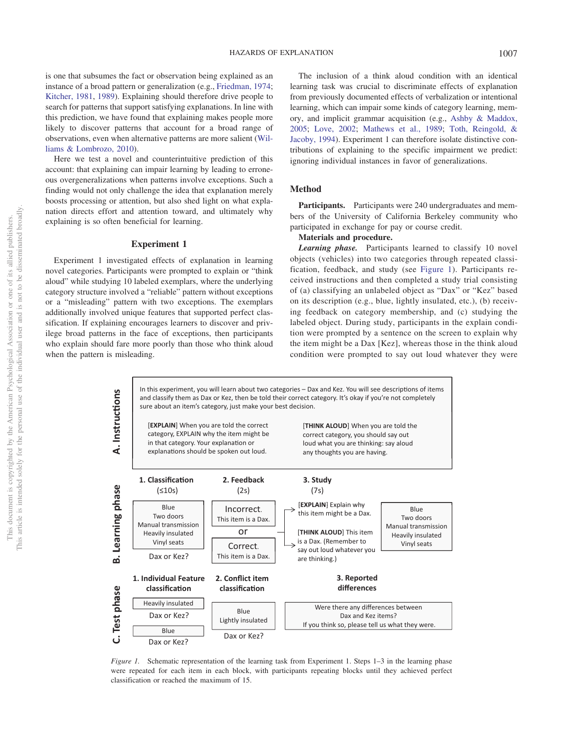is one that subsumes the fact or observation being explained as an instance of a broad pattern or generalization (e.g., Friedman, 1974; Kitcher, 1981, 1989). Explaining should therefore drive people to search for patterns that support satisfying explanations. In line with this prediction, we have found that explaining makes people more likely to discover patterns that account for a broad range of observations, even when alternative patterns are more salient (Williams & Lombrozo, 2010).

Here we test a novel and counterintuitive prediction of this account: that explaining can impair learning by leading to erroneous overgeneralizations when patterns involve exceptions. Such a finding would not only challenge the idea that explanation merely boosts processing or attention, but also shed light on what explanation directs effort and attention toward, and ultimately why explaining is so often beneficial for learning.

## Experiment 1

Experiment 1 investigated effects of explanation in learning novel categories. Participants were prompted to explain or "think aloud" while studying 10 labeled exemplars, where the underlying category structure involved a "reliable" pattern without exceptions or a "misleading" pattern with two exceptions. The exemplars additionally involved unique features that supported perfect classification. If explaining encourages learners to discover and privilege broad patterns in the face of exceptions, then participants who explain should fare more poorly than those who think aloud when the pattern is misleading.

The inclusion of a think aloud condition with an identical learning task was crucial to discriminate effects of explanation from previously documented effects of verbalization or intentional learning, which can impair some kinds of category learning, memory, and implicit grammar acquisition (e.g., Ashby & Maddox, 2005; Love, 2002; Mathews et al., 1989; Toth, Reingold, & Jacoby, 1994). Experiment 1 can therefore isolate distinctive contributions of explaining to the specific impairment we predict: ignoring individual instances in favor of generalizations.

### Method

**Participants.** Participants were 240 undergraduates and members of the University of California Berkeley community who participated in exchange for pay or course credit.

**Materials and procedure.**

***Learning phase.*** Participants learned to classify 10 novel objects (vehicles) into two categories through repeated classification, feedback, and study (see Figure 1). Participants received instructions and then completed a study trial consisting of (a) classifying an unlabeled object as "Dax" or "Kez" based on its description (e.g., blue, lightly insulated, etc.), (b) receiving feedback on category membership, and (c) studying the labeled object. During study, participants in the explain condition were prompted by a sentence on the screen to explain why the item might be a Dax [Kez], whereas those in the think aloud condition were prompted to say out loud whatever they were

**A. Instructions**

In this experiment, you will learn about two categories – Dax and Kez. You will see descriptions of items and classify them as Dax or Kez, then be told their correct category. It's okay if you're not completely sure about an item's category, just make your best decision.

[**EXPLAIN**] When you are told the correct category, EXPLAIN why the item might be in that category. Your explanation or explanations should be spoken out loud.

[**THINK ALOUD**] When you are told the correct category, you should say out loud what you are thinking: say aloud any thoughts you are having.

**B. Learning phase**

1. Classification (≤10s): Blue / Two doors / Manual transmission / Heavily insulated / Vinyl seats — Dax or Kez?
2. Feedback (2s): Incorrect. This item is a Dax. — or — Correct. This item is a Dax.
3. Study (7s): [**EXPLAIN**] Explain why this item might be a Dax. [**THINK ALOUD**] This item is a Dax. (Remember to say out loud whatever you are thinking.) — Blue / Two doors / Manual transmission / Heavily insulated / Vinyl seats

**C. Test phase**

1. Individual Feature classification: Heavily insulated — Dax or Kez? Blue — Dax or Kez?
2. Conflict item classification: Blue / Lightly insulated — Dax or Kez?
3. Reported differences: Were there any differences between Dax and Kez items? If you think so, please tell us what they were.

*Figure 1.* Schematic representation of the learning task from Experiment 1. Steps 1–3 in the learning phase were repeated for each item in each block, with participants repeating blocks until they achieved perfect classification or reached the maximum of 15.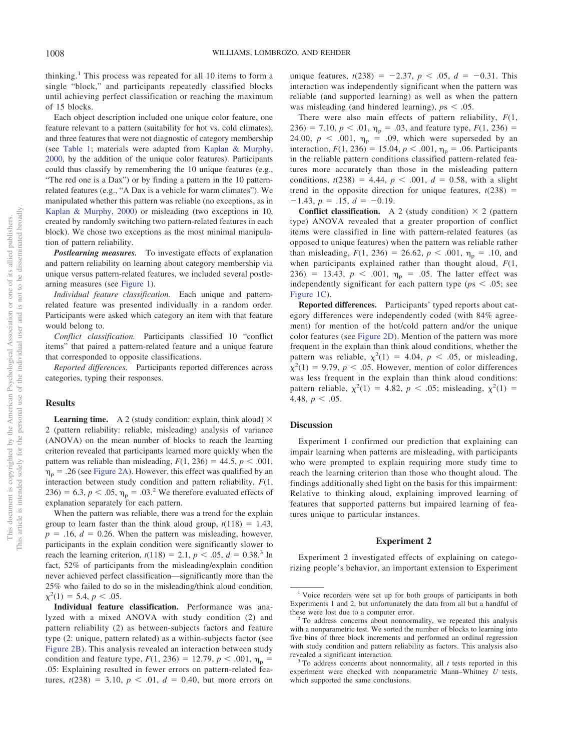thinking.[1] This process was repeated for all 10 items to form a single "block," and participants repeatedly classified blocks until achieving perfect classification or reaching the maximum of 15 blocks.

Each object description included one unique color feature, one feature relevant to a pattern (suitability for hot vs. cold climates), and three features that were not diagnostic of category membership (see Table 1; materials were adapted from Kaplan & Murphy, 2000, by the addition of the unique color features). Participants could thus classify by remembering the 10 unique features (e.g., "The red one is a Dax") or by finding a pattern in the 10 pattern-related features (e.g., "A Dax is a vehicle for warm climates"). We manipulated whether this pattern was reliable (no exceptions, as in Kaplan & Murphy, 2000) or misleading (two exceptions in 10, created by randomly switching two pattern-related features in each block). We chose two exceptions as the most minimal manipulation of pattern reliability.

***Postlearning measures.*** To investigate effects of explanation and pattern reliability on learning about category membership via unique versus pattern-related features, we included several postlearning measures (see Figure 1).

*Individual feature classification.* Each unique and pattern-related feature was presented individually in a random order. Participants were asked which category an item with that feature would belong to.

*Conflict classification.* Participants classified 10 "conflict items" that paired a pattern-related feature and a unique feature that corresponded to opposite classifications.

*Reported differences.* Participants reported differences across categories, typing their responses.

## Results

**Learning time.** A 2 (study condition: explain, think aloud) × 2 (pattern reliability: reliable, misleading) analysis of variance (ANOVA) on the mean number of blocks to reach the learning criterion revealed that participants learned more quickly when the pattern was reliable than misleading, $F(1, 236) = 44.5$, $p < .001$, $\eta_p = .26$ (see Figure 2A). However, this effect was qualified by an interaction between study condition and pattern reliability, $F(1, 236) = 6.3$, $p < .05$, $\eta_p = .03$.[2] We therefore evaluated effects of explanation separately for each pattern.

When the pattern was reliable, there was a trend for the explain group to learn faster than the think aloud group, $t(118) = 1.43$, $p = .16$, $d = 0.26$. When the pattern was misleading, however, participants in the explain condition were significantly slower to reach the learning criterion, $t(118) = 2.1$, $p < .05$, $d = 0.38$.[3] In fact, 52% of participants from the misleading/explain condition never achieved perfect classification—significantly more than the 25% who failed to do so in the misleading/think aloud condition, $\chi^2(1) = 5.4$, $p < .05$.

**Individual feature classification.** Performance was analyzed with a mixed ANOVA with study condition (2) and pattern reliability (2) as between-subjects factors and feature type (2: unique, pattern related) as a within-subjects factor (see Figure 2B). This analysis revealed an interaction between study condition and feature type, $F(1, 236) = 12.79$, $p < .001$, $\eta_p = .05$: Explaining resulted in fewer errors on pattern-related features, $t(238) = 3.10$, $p < .01$, $d = 0.40$, but more errors on unique features, $t(238) = -2.37$, $p < .05$, $d = -0.31$. This interaction was independently significant when the pattern was reliable (and supported learning) as well as when the pattern was misleading (and hindered learning), $ps < .05$.

There were also main effects of pattern reliability, $F(1, 236) = 7.10$, $p < .01$, $\eta_p = .03$, and feature type, $F(1, 236) = 24.00$, $p < .001$, $\eta_p = .09$, which were superseded by an interaction, $F(1, 236) = 15.04$, $p < .001$, $\eta_p = .06$. Participants in the reliable pattern conditions classified pattern-related features more accurately than those in the misleading pattern conditions, $t(238) = 4.44$, $p < .001$, $d = 0.58$, with a slight trend in the opposite direction for unique features, $t(238) = -1.43$, $p = .15$, $d = -0.19$.

**Conflict classification.** A 2 (study condition) × 2 (pattern type) ANOVA revealed that a greater proportion of conflict items were classified in line with pattern-related features (as opposed to unique features) when the pattern was reliable rather than misleading, $F(1, 236) = 26.62$, $p < .001$, $\eta_p = .10$, and when participants explained rather than thought aloud, $F(1, 236) = 13.43$, $p < .001$, $\eta_p = .05$. The latter effect was independently significant for each pattern type ($ps < .05$; see Figure 1C).

**Reported differences.** Participants' typed reports about category differences were independently coded (with 84% agreement) for mention of the hot/cold pattern and/or the unique color features (see Figure 2D). Mention of the pattern was more frequent in the explain than think aloud conditions, whether the pattern was reliable, $\chi^2(1) = 4.04$, $p < .05$, or misleading, $\chi^2(1) = 9.79$, $p < .05$. However, mention of color differences was less frequent in the explain than think aloud conditions: pattern reliable, $\chi^2(1) = 4.82$, $p < .05$; misleading, $\chi^2(1) = 4.48$, $p < .05$.

## Discussion

Experiment 1 confirmed our prediction that explaining can impair learning when patterns are misleading, with participants who were prompted to explain requiring more study time to reach the learning criterion than those who thought aloud. The findings additionally shed light on the basis for this impairment: Relative to thinking aloud, explaining improved learning of features that supported patterns but impaired learning of features unique to particular instances.

# Experiment 2

Experiment 2 investigated effects of explaining on categorizing people's behavior, an important extension to Experiment

---

[1] Voice recorders were set up for both groups of participants in both Experiments 1 and 2, but unfortunately the data from all but a handful of these were lost due to a computer error.

[2] To address concerns about nonnormality, we repeated this analysis with a nonparametric test. We sorted the number of blocks to learning into five bins of three block increments and performed an ordinal regression with study condition and pattern reliability as factors. This analysis also revealed a significant interaction.

[3] To address concerns about nonnormality, all $t$ tests reported in this experiment were checked with nonparametric Mann–Whitney $U$ tests, which supported the same conclusions.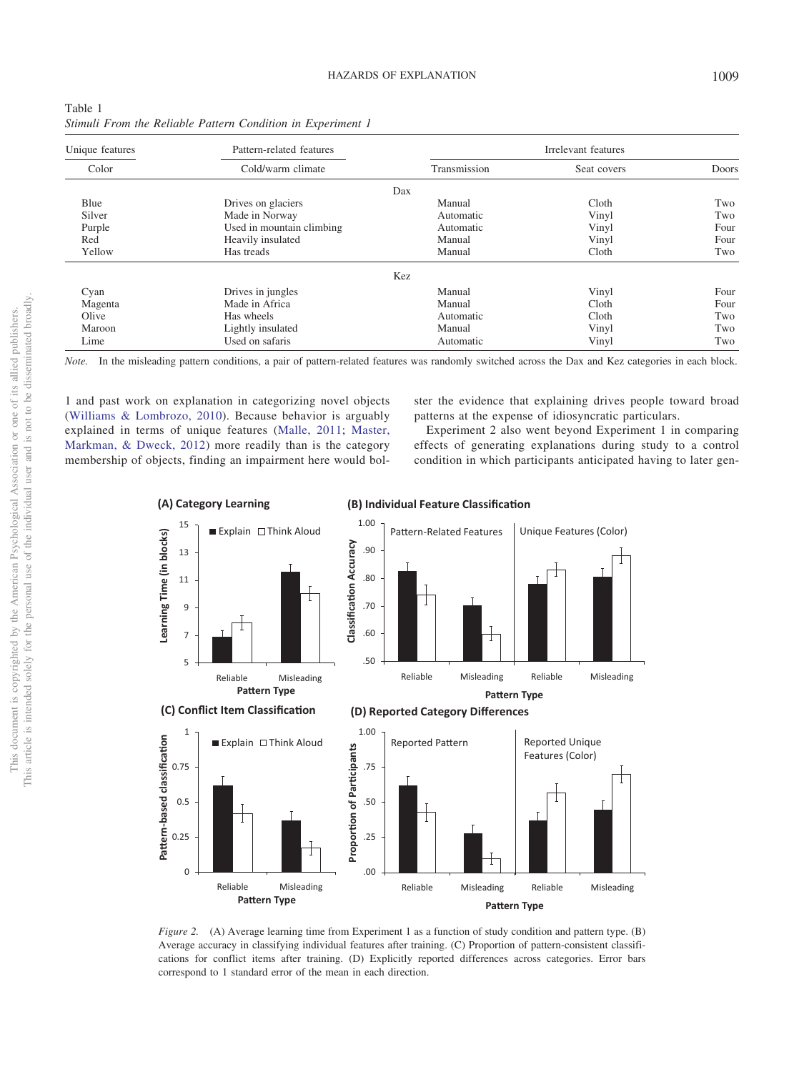Table 1
*Stimuli From the Reliable Pattern Condition in Experiment 1*

| Unique features | Pattern-related features | Irrelevant features | | |
|---|---|---|---|---|
| Color | Cold/warm climate | Transmission | Seat covers | Doors |
| | | Dax | | |
| Blue | Drives on glaciers | Manual | Cloth | Two |
| Silver | Made in Norway | Automatic | Vinyl | Two |
| Purple | Used in mountain climbing | Automatic | Vinyl | Four |
| Red | Heavily insulated | Manual | Vinyl | Four |
| Yellow | Has treads | Manual | Cloth | Two |
| | | Kez | | |
| Cyan | Drives in jungles | Manual | Vinyl | Four |
| Magenta | Made in Africa | Manual | Cloth | Four |
| Olive | Has wheels | Automatic | Cloth | Two |
| Maroon | Lightly insulated | Manual | Vinyl | Two |
| Lime | Used on safaris | Automatic | Vinyl | Two |

*Note.* In the misleading pattern conditions, a pair of pattern-related features was randomly switched across the Dax and Kez categories in each block.

1 and past work on explanation in categorizing novel objects (Williams & Lombrozo, 2010). Because behavior is arguably explained in terms of unique features (Malle, 2011; Master, Markman, & Dweck, 2012) more readily than is the category membership of objects, finding an impairment here would bolster the evidence that explaining drives people toward broad patterns at the expense of idiosyncratic particulars.

Experiment 2 also went beyond Experiment 1 in comparing effects of generating explanations during study to a control condition in which participants anticipated having to later gen-

*Figure 2.* (A) Average learning time from Experiment 1 as a function of study condition and pattern type. (B) Average accuracy in classifying individual features after training. (C) Proportion of pattern-consistent classifications for conflict items after training. (D) Explicitly reported differences across categories. Error bars correspond to 1 standard error of the mean in each direction.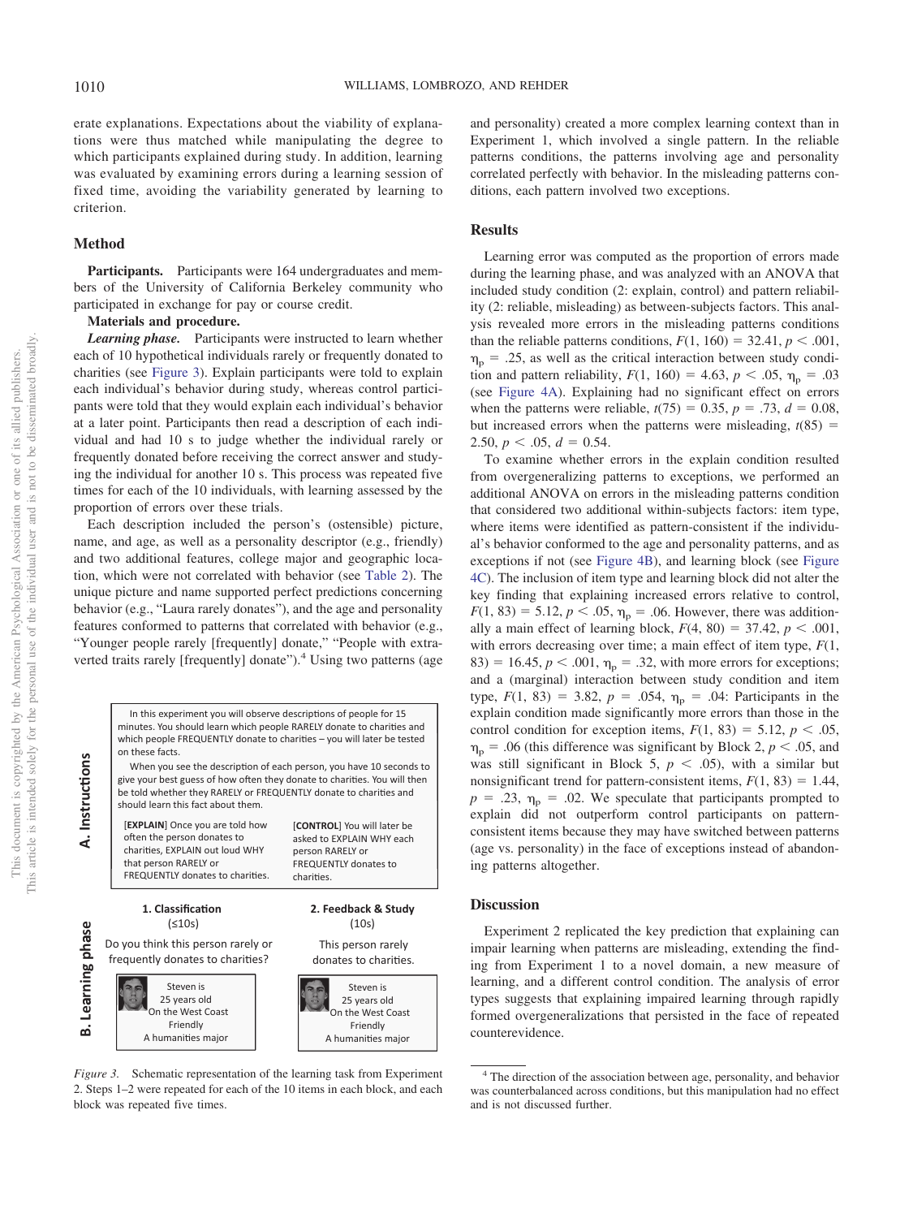erate explanations. Expectations about the viability of explanations were thus matched while manipulating the degree to which participants explained during study. In addition, learning was evaluated by examining errors during a learning session of fixed time, avoiding the variability generated by learning to criterion.

## Method

**Participants.** Participants were 164 undergraduates and members of the University of California Berkeley community who participated in exchange for pay or course credit.

**Materials and procedure.**

***Learning phase.*** Participants were instructed to learn whether each of 10 hypothetical individuals rarely or frequently donated to charities (see Figure 3). Explain participants were told to explain each individual's behavior during study, whereas control participants were told that they would explain each individual's behavior at a later point. Participants then read a description of each individual and had 10 s to judge whether the individual rarely or frequently donated before receiving the correct answer and studying the individual for another 10 s. This process was repeated five times for each of the 10 individuals, with learning assessed by the proportion of errors over these trials.

Each description included the person's (ostensible) picture, name, and age, as well as a personality descriptor (e.g., friendly) and two additional features, college major and geographic location, which were not correlated with behavior (see Table 2). The unique picture and name supported perfect predictions concerning behavior (e.g., "Laura rarely donates"), and the age and personality features conformed to patterns that correlated with behavior (e.g., "Younger people rarely [frequently] donate," "People with extraverted traits rarely [frequently] donate").[4] Using two patterns (age and personality) created a more complex learning context than in Experiment 1, which involved a single pattern. In the reliable patterns conditions, the patterns involving age and personality correlated perfectly with behavior. In the misleading patterns conditions, each pattern involved two exceptions.

**A. Instructions**

In this experiment you will observe descriptions of people for 15 minutes. You should learn which people RARELY donate to charities and which people FREQUENTLY donate to charities – you will later be tested on these facts.

When you see the description of each person, you have 10 seconds to give your best guess of how often they donate to charities. You will then be told whether they RARELY or FREQUENTLY donate to charities and should learn this fact about them.

[**EXPLAIN**] Once you are told how often the person donates to charities, EXPLAIN out loud WHY that person RARELY or FREQUENTLY donates to charities.

[**CONTROL**] You will later be asked to EXPLAIN WHY each person RARELY or FREQUENTLY donates to charities.

**B. Learning phase**

**1. Classification** (≤10s)
Do you think this person rarely or frequently donates to charities?
Steven is
25 years old
On the West Coast
Friendly
A humanities major

**2. Feedback & Study** (10s)
This person rarely donates to charities.
Steven is
25 years old
On the West Coast
Friendly
A humanities major

*Figure 3.* Schematic representation of the learning task from Experiment 2. Steps 1–2 were repeated for each of the 10 items in each block, and each block was repeated five times.

## Results

Learning error was computed as the proportion of errors made during the learning phase, and was analyzed with an ANOVA that included study condition (2: explain, control) and pattern reliability (2: reliable, misleading) as between-subjects factors. This analysis revealed more errors in the misleading patterns conditions than the reliable patterns conditions, $F(1, 160) = 32.41$, $p < .001$, $\eta_p = .25$, as well as the critical interaction between study condition and pattern reliability, $F(1, 160) = 4.63$, $p < .05$, $\eta_p = .03$ (see Figure 4A). Explaining had no significant effect on errors when the patterns were reliable, $t(75) = 0.35$, $p = .73$, $d = 0.08$, but increased errors when the patterns were misleading, $t(85) = 2.50$, $p < .05$, $d = 0.54$.

To examine whether errors in the explain condition resulted from overgeneralizing patterns to exceptions, we performed an additional ANOVA on errors in the misleading patterns condition that considered two additional within-subjects factors: item type, where items were identified as pattern-consistent if the individual's behavior conformed to the age and personality patterns, and as exceptions if not (see Figure 4B), and learning block (see Figure 4C). The inclusion of item type and learning block did not alter the key finding that explaining increased errors relative to control, $F(1, 83) = 5.12$, $p < .05$, $\eta_p = .06$. However, there was additionally a main effect of learning block, $F(4, 80) = 37.42$, $p < .001$, with errors decreasing over time; a main effect of item type, $F(1, 83) = 16.45$, $p < .001$, $\eta_p = .32$, with more errors for exceptions; and a (marginal) interaction between study condition and item type, $F(1, 83) = 3.82$, $p = .054$, $\eta_p = .04$: Participants in the explain condition made significantly more errors than those in the control condition for exception items, $F(1, 83) = 5.12$, $p < .05$, $\eta_p = .06$ (this difference was significant by Block 2, $p < .05$, and was still significant in Block 5, $p < .05$), with a similar but nonsignificant trend for pattern-consistent items, $F(1, 83) = 1.44$, $p = .23$, $\eta_p = .02$. We speculate that participants prompted to explain did not outperform control participants on pattern-consistent items because they may have switched between patterns (age vs. personality) in the face of exceptions instead of abandoning patterns altogether.

## Discussion

Experiment 2 replicated the key prediction that explaining can impair learning when patterns are misleading, extending the finding from Experiment 1 to a novel domain, a new measure of learning, and a different control condition. The analysis of error types suggests that explaining impaired learning through rapidly formed overgeneralizations that persisted in the face of repeated counterevidence.

[4] The direction of the association between age, personality, and behavior was counterbalanced across conditions, but this manipulation had no effect and is not discussed further.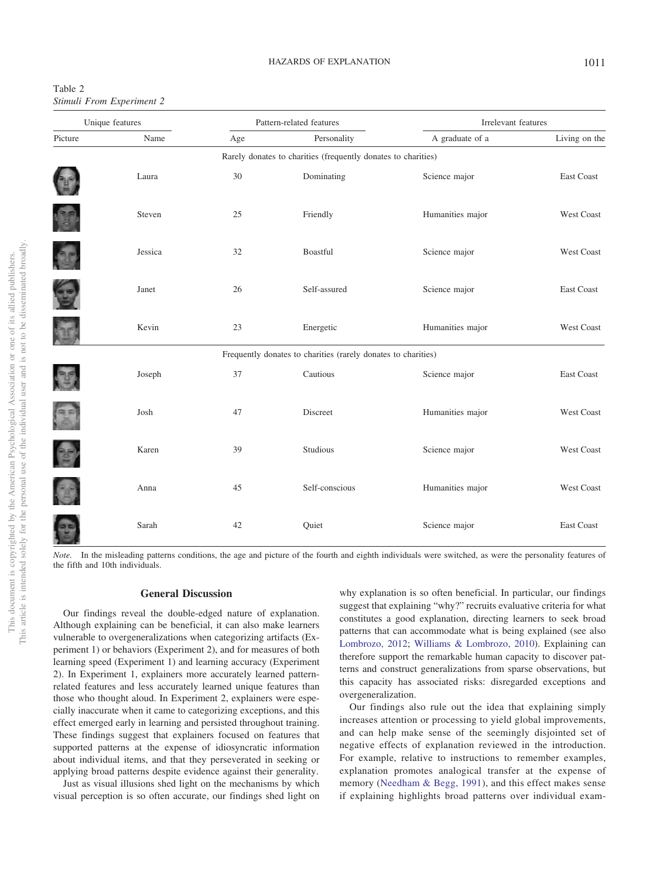Table 2
*Stimuli From Experiment 2*

| Unique features | | Pattern-related features | | Irrelevant features | |
|---|---|---|---|---|---|
| Picture | Name | Age | Personality | A graduate of a | Living on the |
| | | Rarely donates to charities (frequently donates to charities) | | | |
| | Laura | 30 | Dominating | Science major | East Coast |
| | Steven | 25 | Friendly | Humanities major | West Coast |
| | Jessica | 32 | Boastful | Science major | West Coast |
| | Janet | 26 | Self-assured | Science major | East Coast |
| | Kevin | 23 | Energetic | Humanities major | West Coast |
| | | Frequently donates to charities (rarely donates to charities) | | | |
| | Joseph | 37 | Cautious | Science major | East Coast |
| | Josh | 47 | Discreet | Humanities major | West Coast |
| | Karen | 39 | Studious | Science major | West Coast |
| | Anna | 45 | Self-conscious | Humanities major | West Coast |
| | Sarah | 42 | Quiet | Science major | East Coast |

*Note.* In the misleading patterns conditions, the age and picture of the fourth and eighth individuals were switched, as were the personality features of the fifth and 10th individuals.

## General Discussion

Our findings reveal the double-edged nature of explanation. Although explaining can be beneficial, it can also make learners vulnerable to overgeneralizations when categorizing artifacts (Experiment 1) or behaviors (Experiment 2), and for measures of both learning speed (Experiment 1) and learning accuracy (Experiment 2). In Experiment 1, explainers more accurately learned pattern-related features and less accurately learned unique features than those who thought aloud. In Experiment 2, explainers were especially inaccurate when it came to categorizing exceptions, and this effect emerged early in learning and persisted throughout training. These findings suggest that explainers focused on features that supported patterns at the expense of idiosyncratic information about individual items, and that they perseverated in seeking or applying broad patterns despite evidence against their generality.

Just as visual illusions shed light on the mechanisms by which visual perception is so often accurate, our findings shed light on why explanation is so often beneficial. In particular, our findings suggest that explaining "why?" recruits evaluative criteria for what constitutes a good explanation, directing learners to seek broad patterns that can accommodate what is being explained (see also Lombrozo, 2012; Williams & Lombrozo, 2010). Explaining can therefore support the remarkable human capacity to discover patterns and construct generalizations from sparse observations, but this capacity has associated risks: disregarded exceptions and overgeneralization.

Our findings also rule out the idea that explaining simply increases attention or processing to yield global improvements, and can help make sense of the seemingly disjointed set of negative effects of explanation reviewed in the introduction. For example, relative to instructions to remember examples, explanation promotes analogical transfer at the expense of memory (Needham & Begg, 1991), and this effect makes sense if explaining highlights broad patterns over individual exam-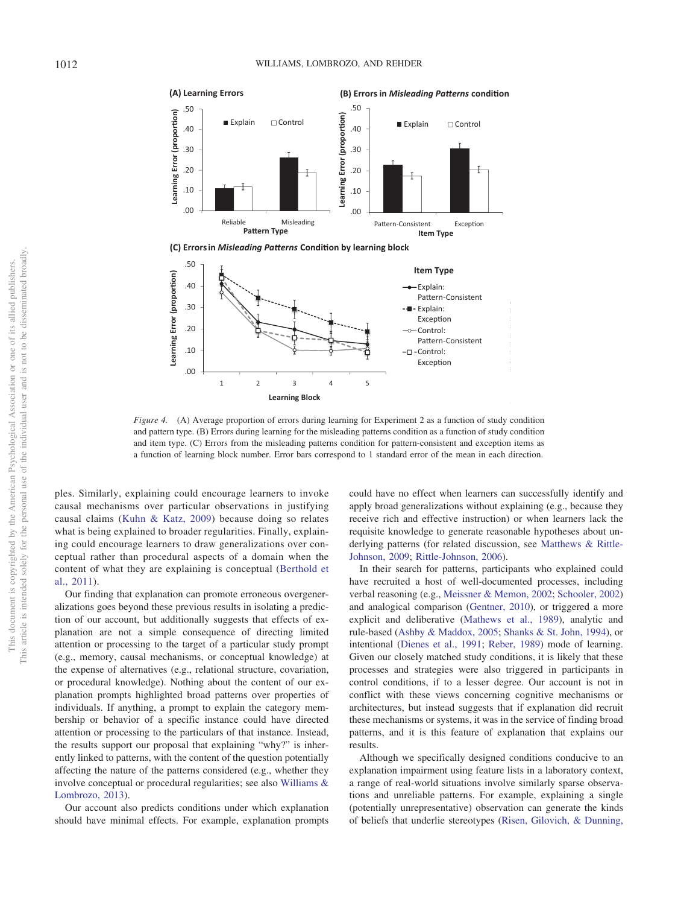*Figure 4.* (A) Average proportion of errors during learning for Experiment 2 as a function of study condition and pattern type. (B) Errors during learning for the misleading patterns condition as a function of study condition and item type. (C) Errors from the misleading patterns condition for pattern-consistent and exception items as a function of learning block number. Error bars correspond to 1 standard error of the mean in each direction.

ples. Similarly, explaining could encourage learners to invoke causal mechanisms over particular observations in justifying causal claims (Kuhn & Katz, 2009) because doing so relates what is being explained to broader regularities. Finally, explaining could encourage learners to draw generalizations over conceptual rather than procedural aspects of a domain when the content of what they are explaining is conceptual (Berthold et al., 2011).

Our finding that explanation can promote erroneous overgeneralizations goes beyond these previous results in isolating a prediction of our account, but additionally suggests that effects of explanation are not a simple consequence of directing limited attention or processing to the target of a particular study prompt (e.g., memory, causal mechanisms, or conceptual knowledge) at the expense of alternatives (e.g., relational structure, covariation, or procedural knowledge). Nothing about the content of our explanation prompts highlighted broad patterns over properties of individuals. If anything, a prompt to explain the category membership or behavior of a specific instance could have directed attention or processing to the particulars of that instance. Instead, the results support our proposal that explaining "why?" is inherently linked to patterns, with the content of the question potentially affecting the nature of the patterns considered (e.g., whether they involve conceptual or procedural regularities; see also Williams & Lombrozo, 2013).

Our account also predicts conditions under which explanation should have minimal effects. For example, explanation prompts could have no effect when learners can successfully identify and apply broad generalizations without explaining (e.g., because they receive rich and effective instruction) or when learners lack the requisite knowledge to generate reasonable hypotheses about underlying patterns (for related discussion, see Matthews & Rittle-Johnson, 2009; Rittle-Johnson, 2006).

In their search for patterns, participants who explained could have recruited a host of well-documented processes, including verbal reasoning (e.g., Meissner & Memon, 2002; Schooler, 2002) and analogical comparison (Gentner, 2010), or triggered a more explicit and deliberative (Mathews et al., 1989), analytic and rule-based (Ashby & Maddox, 2005; Shanks & St. John, 1994), or intentional (Dienes et al., 1991; Reber, 1989) mode of learning. Given our closely matched study conditions, it is likely that these processes and strategies were also triggered in participants in control conditions, if to a lesser degree. Our account is not in conflict with these views concerning cognitive mechanisms or architectures, but instead suggests that if explanation did recruit these mechanisms or systems, it was in the service of finding broad patterns, and it is this feature of explanation that explains our results.

Although we specifically designed conditions conducive to an explanation impairment using feature lists in a laboratory context, a range of real-world situations involve similarly sparse observations and unreliable patterns. For example, explaining a single (potentially unrepresentative) observation can generate the kinds of beliefs that underlie stereotypes (Risen, Gilovich, & Dunning,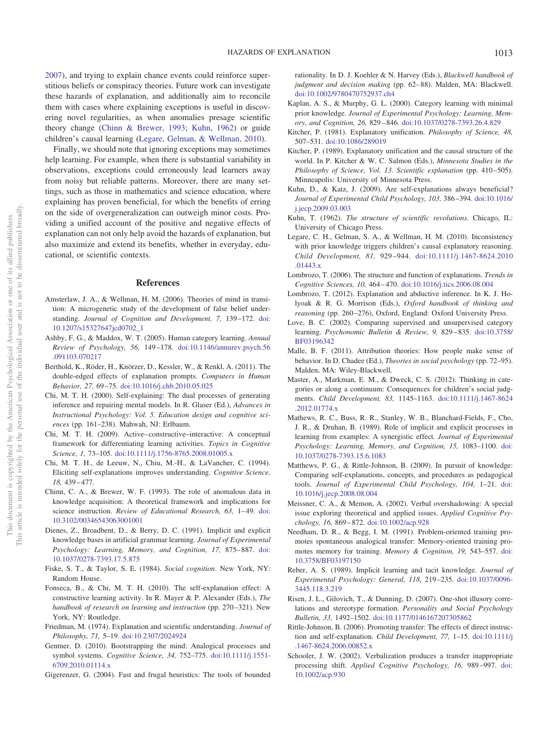2007), and trying to explain chance events could reinforce superstitious beliefs or conspiracy theories. Future work can investigate these hazards of explanation, and additionally aim to reconcile them with cases where explaining exceptions is useful in discovering novel regularities, as when anomalies presage scientific theory change (Chinn & Brewer, 1993; Kuhn, 1962) or guide children's causal learning (Legare, Gelman, & Wellman, 2010).

Finally, we should note that ignoring exceptions may sometimes help learning. For example, when there is substantial variability in observations, exceptions could erroneously lead learners away from noisy but reliable patterns. Moreover, there are many settings, such as those in mathematics and science education, where explaining has proven beneficial, for which the benefits of erring on the side of overgeneralization can outweigh minor costs. Providing a unified account of the positive and negative effects of explanation can not only help avoid the hazards of explanation, but also maximize and extend its benefits, whether in everyday, educational, or scientific contexts.

## References

Amsterlaw, J. A., & Wellman, H. M. (2006). Theories of mind in transition: A microgenetic study of the development of false belief understanding. *Journal of Cognition and Development, 7,* 139–172. doi:10.1207/s15327647jcd0702_1

Ashby, F. G., & Maddox, W. T. (2005). Human category learning. *Annual Review of Psychology, 56,* 149–178. doi:10.1146/annurev.psych.56.091103.070217

Berthold, K., Röder, H., Knörzer, D., Kessler, W., & Renkl, A. (2011). The double-edged effects of explanation prompts. *Computers in Human Behavior, 27,* 69–75. doi:10.1016/j.chb.2010.05.025

Chi, M. T. H. (2000). Self-explaining: The dual processes of generating inference and repairing mental models. In R. Glaser (Ed.), *Advances in Instructional Psychology: Vol. 5. Education design and cognitive sciences* (pp. 161–238). Mahwah, NJ: Erlbaum.

Chi, M. T. H. (2009). Active–constructive–interactive: A conceptual framework for differentiating learning activities. *Topics in Cognitive Science, 1,* 73–105. doi:10.1111/j.1756-8765.2008.01005.x

Chi, M. T. H., de Leeuw, N., Chiu, M.-H., & LaVancher, C. (1994). Eliciting self-explanations improves understanding. *Cognitive Science, 18,* 439–477.

Chinn, C. A., & Brewer, W. F. (1993). The role of anomalous data in knowledge acquisition: A theoretical framework and implications for science instruction. *Review of Educational Research, 63,* 1–49. doi:10.3102/00346543063001001

Dienes, Z., Broadbent, D., & Berry, D. C. (1991). Implicit and explicit knowledge bases in artificial grammar learning. *Journal of Experimental Psychology: Learning, Memory, and Cognition, 17,* 875–887. doi:10.1037/0278-7393.17.5.875

Fiske, S. T., & Taylor, S. E. (1984). *Social cognition*. New York, NY: Random House.

Fonseca, B., & Chi, M. T. H. (2010). The self-explanation effect: A constructive learning activity. In R. Mayer & P. Alexander (Eds.), *The handbook of research on learning and instruction* (pp. 270–321). New York, NY: Routledge.

Friedman, M. (1974). Explanation and scientific understanding. *Journal of Philosophy, 71,* 5–19. doi:10.2307/2024924

Gentner, D. (2010). Bootstrapping the mind: Analogical processes and symbol systems. *Cognitive Science, 34,* 752–775. doi:10.1111/j.1551-6709.2010.01114.x

Gigerenzer, G. (2004). Fast and frugal heuristics: The tools of bounded rationality. In D. J. Koehler & N. Harvey (Eds.), *Blackwell handbook of judgment and decision making* (pp. 62–88). Malden, MA: Blackwell. doi:10.1002/9780470752937.ch4

Kaplan, A. S., & Murphy, G. L. (2000). Category learning with minimal prior knowledge. *Journal of Experimental Psychology: Learning, Memory, and Cognition, 26,* 829–846. doi:10.1037/0278-7393.26.4.829

Kitcher, P. (1981). Explanatory unification. *Philosophy of Science, 48,* 507–531. doi:10.1086/289019

Kitcher, P. (1989). Explanatory unification and the causal structure of the world. In P. Kitcher & W. C. Salmon (Eds.), *Minnesota Studies in the Philosophy of Science, Vol. 13. Scientific explanation* (pp. 410–505). Minneapolis: University of Minnesota Press.

Kuhn, D., & Katz, J. (2009). Are self-explanations always beneficial? *Journal of Experimental Child Psychology, 103,* 386–394. doi:10.1016/j.jecp.2009.03.003

Kuhn, T. (1962). *The structure of scientific revolutions*. Chicago, IL: University of Chicago Press.

Legare, C. H., Gelman, S. A., & Wellman, H. M. (2010). Inconsistency with prior knowledge triggers children's causal explanatory reasoning. *Child Development, 81,* 929–944. doi:10.1111/j.1467-8624.2010.01443.x

Lombrozo, T. (2006). The structure and function of explanations. *Trends in Cognitive Sciences, 10,* 464–470. doi:10.1016/j.tics.2006.08.004

Lombrozo, T. (2012). Explanation and abductive inference. In K. J. Holyoak & R. G. Morrison (Eds.), *Oxford handbook of thinking and reasoning* (pp. 260–276), Oxford, England: Oxford University Press.

Love, B. C. (2002). Comparing supervised and unsupervised category learning. *Psychonomic Bulletin & Review, 9,* 829–835. doi:10.3758/BF03196342

Malle, B. F. (2011). Attribution theories: How people make sense of behavior. In D. Chadee (Ed.), *Theories in social psychology* (pp. 72–95). Malden, MA: Wiley-Blackwell.

Master, A., Markman, E. M., & Dweck, C. S. (2012). Thinking in categories or along a continuum: Consequences for children's social judgments. *Child Development, 83,* 1145–1163. doi:10.1111/j.1467-8624.2012.01774.x

Mathews, R. C., Buss, R. R., Stanley, W. B., Blanchard-Fields, F., Cho, J. R., & Druhan, B. (1989). Role of implicit and explicit processes in learning from examples: A synergistic effect. *Journal of Experimental Psychology: Learning, Memory, and Cognition, 15,* 1083–1100. doi:10.1037/0278-7393.15.6.1083

Matthews, P. G., & Rittle-Johnson, B. (2009). In pursuit of knowledge: Comparing self-explanations, concepts, and procedures as pedagogical tools. *Journal of Experimental Child Psychology, 104,* 1–21. doi:10.1016/j.jecp.2008.08.004

Meissner, C. A., & Memon, A. (2002). Verbal overshadowing: A special issue exploring theoretical and applied issues. *Applied Cognitive Psychology, 16,* 869–872. doi:10.1002/acp.928

Needham, D. R., & Begg, I. M. (1991). Problem-oriented training promotes spontaneous analogical transfer: Memory-oriented training promotes memory for training. *Memory & Cognition, 19,* 543–557. doi:10.3758/BF03197150

Reber, A. S. (1989). Implicit learning and tacit knowledge. *Journal of Experimental Psychology: General, 118,* 219–235. doi:10.1037/0096-3445.118.3.219

Risen, J. L., Gilovich, T., & Dunning, D. (2007). One-shot illusory correlations and stereotype formation. *Personality and Social Psychology Bulletin, 33,* 1492–1502. doi:10.1177/0146167207305862

Rittle-Johnson, B. (2006). Promoting transfer: The effects of direct instruction and self-explanation. *Child Development, 77,* 1–15. doi:10.1111/j.1467-8624.2006.00852.x

Schooler, J. W. (2002). Verbalization produces a transfer inappropriate processing shift. *Applied Cognitive Psychology, 16,* 989–997. doi:10.1002/acp.930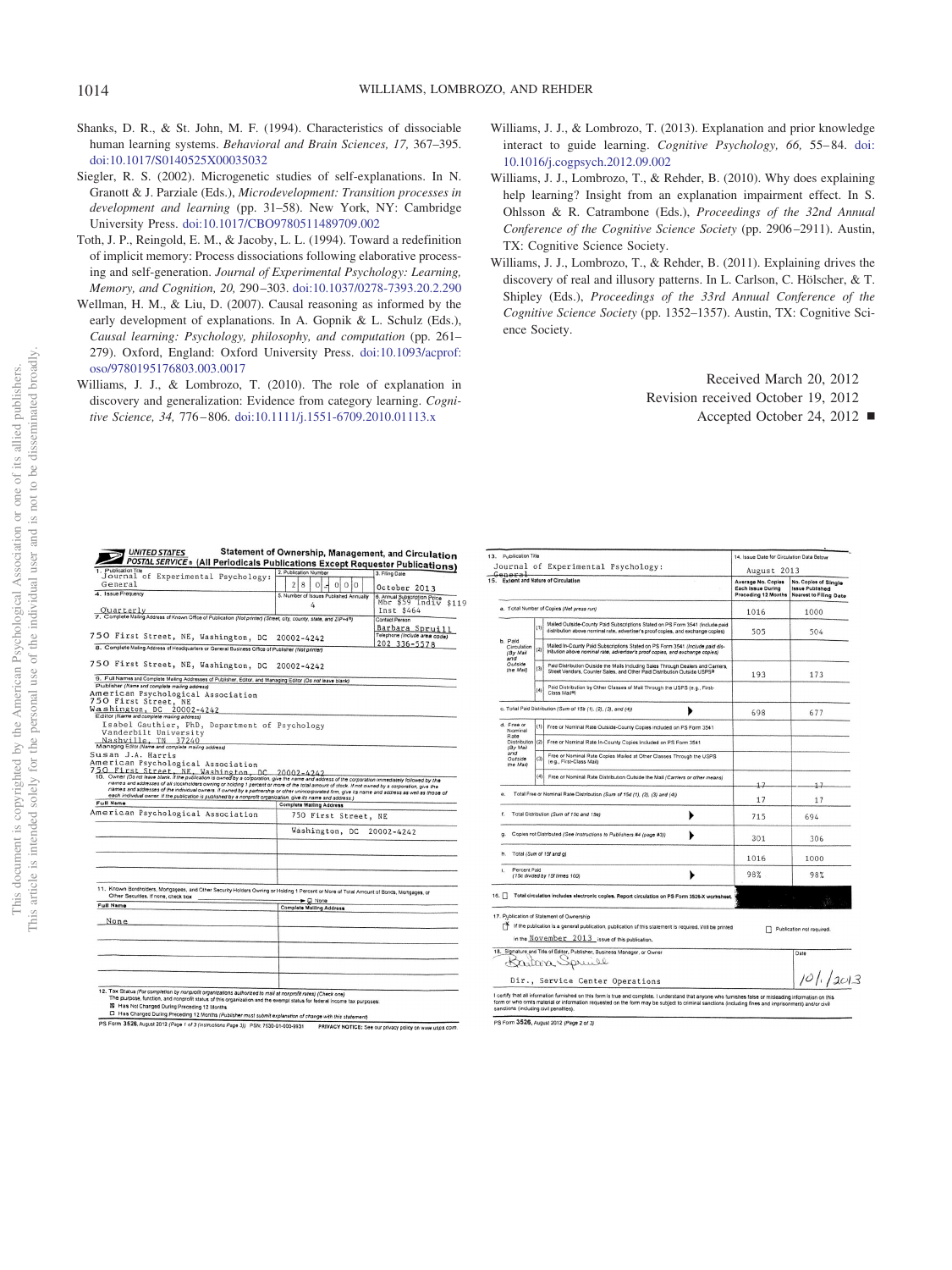Shanks, D. R., & St. John, M. F. (1994). Characteristics of dissociable human learning systems. *Behavioral and Brain Sciences, 17,* 367–395. doi:10.1017/S0140525X00035032

Siegler, R. S. (2002). Microgenetic studies of self-explanations. In N. Granott & J. Parziale (Eds.), *Microdevelopment: Transition processes in development and learning* (pp. 31–58). New York, NY: Cambridge University Press. doi:10.1017/CBO9780511489709.002

Toth, J. P., Reingold, E. M., & Jacoby, L. L. (1994). Toward a redefinition of implicit memory: Process dissociations following elaborative processing and self-generation. *Journal of Experimental Psychology: Learning, Memory, and Cognition, 20,* 290–303. doi:10.1037/0278-7393.20.2.290

Wellman, H. M., & Liu, D. (2007). Causal reasoning as informed by the early development of explanations. In A. Gopnik & L. Schulz (Eds.), *Causal learning: Psychology, philosophy, and computation* (pp. 261–279). Oxford, England: Oxford University Press. doi:10.1093/acprof:oso/9780195176803.003.0017

Williams, J. J., & Lombrozo, T. (2010). The role of explanation in discovery and generalization: Evidence from category learning. *Cognitive Science, 34,* 776–806. doi:10.1111/j.1551-6709.2010.01113.x

Williams, J. J., & Lombrozo, T. (2013). Explanation and prior knowledge interact to guide learning. *Cognitive Psychology, 66,* 55–84. doi:10.1016/j.cogpsych.2012.09.002

Williams, J. J., Lombrozo, T., & Rehder, B. (2010). Why does explaining help learning? Insight from an explanation impairment effect. In S. Ohlsson & R. Catrambone (Eds.), *Proceedings of the 32nd Annual Conference of the Cognitive Science Society* (pp. 2906–2911). Austin, TX: Cognitive Science Society.

Williams, J. J., Lombrozo, T., & Rehder, B. (2011). Explaining drives the discovery of real and illusory patterns. In L. Carlson, C. Hölscher, & T. Shipley (Eds.), *Proceedings of the 33rd Annual Conference of the Cognitive Science Society* (pp. 1352–1357). Austin, TX: Cognitive Science Society.

Received March 20, 2012
Revision received October 19, 2012
Accepted October 24, 2012 ■

**UNITED STATES POSTAL SERVICE — Statement of Ownership, Management, and Circulation (All Periodicals Publications Except Requester Publications)**

1. Publication Title: Journal of Experimental Psychology: General
2. Publication Number: 2 8 0 – 0 0 0
3. Filing Date: October 2013
4. Issue Frequency: Quarterly
5. Number of Issues Published Annually: 4
6. Annual Subscription Price: Mbr $59 Indiv $119 Inst $464
7. Complete Mailing Address of Known Office of Publication: 750 First Street, NE, Washington, DC 20002-4242. Contact Person: Barbara Spruill. Telephone: 202 336-5578
8. Complete Mailing Address of Headquarters or General Business Office of Publisher: 750 First Street, NE, Washington, DC 20002-4242
9. Full Names and Complete Mailing Addresses of Publisher, Editor, and Managing Editor:
 Publisher: American Psychological Association, 750 First Street, NE, Washington, DC 20002-4242
 Editor: Isabel Gauthier, PhD, Department of Psychology, Vanderbilt University, Nashville, TN 37240
 Managing Editor: Susan J.A. Harris, American Psychological Association, 750 First Street, NE, Washington, DC 20002-4242
10. Owner:

| Full Name | Complete Mailing Address |
|---|---|
| American Psychological Association | 750 First Street, NE, Washington, DC 20002-4242 |

11. Known Bondholders, Mortgagees, and Other Security Holders Owning or Holding 1 Percent or More of Total Amount of Bonds, Mortgages, or Other Securities: ☒ None

| Full Name | Complete Mailing Address |
|---|---|
| None | |

12. Tax Status: ☒ Has Not Changed During Preceding 12 Months

PS Form 3526, August 2012 (Page 1 of 3)

13. Publication Title: Journal of Experimental Psychology: General
14. Issue Date for Circulation Data Below: August 2013

| 15. Extent and Nature of Circulation | Average No. Copies Each Issue During Preceding 12 Months | No. Copies of Single Issue Published Nearest to Filing Date |
|---|---|---|
| a. Total Number of Copies (Net press run) | 1016 | 1000 |
| b. Paid Circulation (1) Mailed Outside-County Paid Subscriptions Stated on PS Form 3541 | 505 | 504 |
| (2) Mailed In-County Paid Subscriptions Stated on PS Form 3541 | | |
| (3) Paid Distribution Outside the Mails Including Sales Through Dealers and Carriers, Street Vendors, Counter Sales, and Other Paid Distribution Outside USPS® | 193 | 173 |
| (4) Paid Distribution by Other Classes of Mail Through the USPS | | |
| c. Total Paid Distribution (Sum of 15b (1), (2), (3), and (4)) | 698 | 677 |
| d. Free or Nominal Rate Distribution (1) Free or Nominal Rate Outside-County Copies included on PS Form 3541 | | |
| (2) Free or Nominal Rate In-County Copies Included on PS Form 3541 | | |
| (3) Free or Nominal Rate Copies Mailed at Other Classes Through the USPS | | |
| (4) Free or Nominal Rate Distribution Outside the Mail | 17 | 17 |
| e. Total Free or Nominal Rate Distribution (Sum of 15d (1), (2), (3) and (4)) | 17 | 17 |
| f. Total Distribution (Sum of 15c and 15e) | 715 | 694 |
| g. Copies not Distributed | 301 | 306 |
| h. Total (Sum of 15f and g) | 1016 | 1000 |
| i. Percent Paid (15c divided by 15f times 100) | 98% | 98% |

16. ☐ Total circulation includes electronic copies. Report circulation on PS Form 3526-X worksheet.

17. Publication of Statement of Ownership: If the publication is a general publication, publication of this statement is required. Will be printed in the November 2013 issue of this publication.

18. Signature and Title of Editor, Publisher, Business Manager, or Owner: Barbara Spruill, Dir., Service Center Operations. Date: 10/1/2013

I certify that all information furnished on this form is true and complete. I understand that anyone who furnishes false or misleading information on this form or who omits material or information requested on the form may be subject to criminal sanctions (including fines and imprisonment) and/or civil sanctions (including civil penalties).

PS Form 3526, August 2012 (Page 2 of 3)